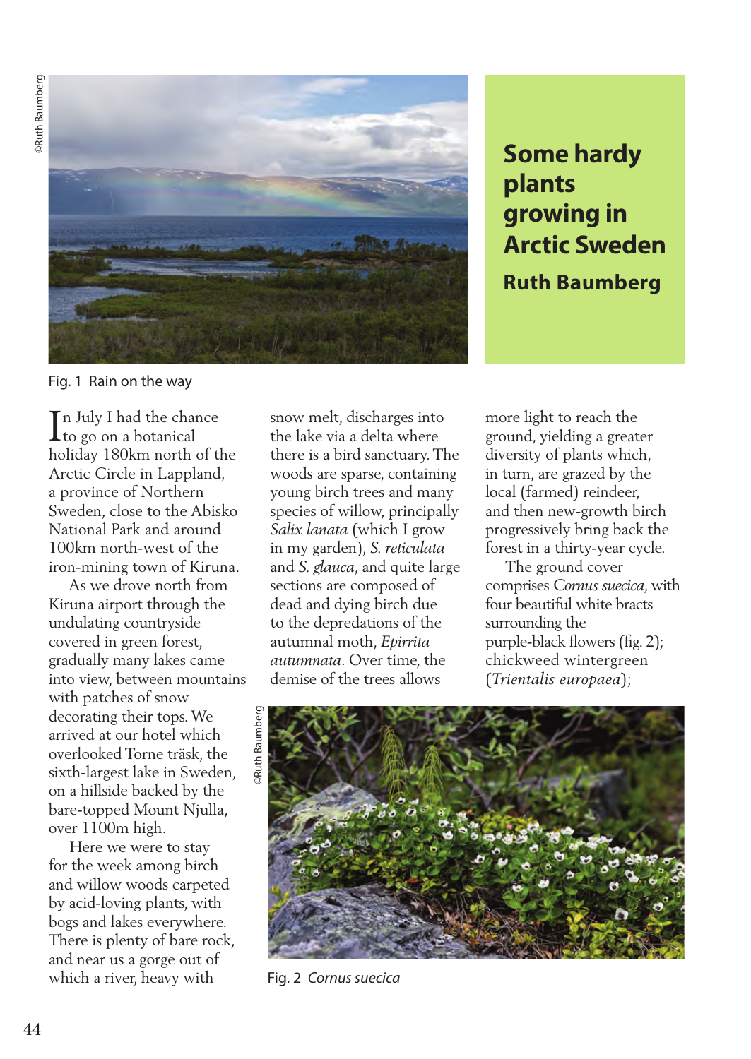# Some hardy plants growing in Arctic Sweden

**Ruth Baumberg**

Fig. 1 Rain on the way

In July I had the chance to go on a botanical holiday 180km north of the Arctic Circle in Lappland, a province of Northern Sweden, close to the Abisko National Park and around 100km north-west of the iron-mining town of Kiruna.

As we drove north from Kiruna airport through the undulating countryside covered in green forest, gradually many lakes came into view, between mountains with patches of snow decorating their tops. We arrived at our hotel which overlooked Torne träsk, the sixth-largest lake in Sweden, on a hillside backed by the bare-topped Mount Njulla, over 1100m high.

Here we were to stay for the week among birch and willow woods carpeted by acid-loving plants, with bogs and lakes everywhere. There is plenty of bare rock, and near us a gorge out of which a river, heavy with snow melt, discharges into the lake via a delta where there is a bird sanctuary. The woods are sparse, containing young birch trees and many species of willow, principally *Salix lanata* (which I grow in my garden), *S. reticulata* and *S. glauca*, and quite large sections are composed of dead and dying birch due to the depredations of the autumnal moth, *Epirrita autumnata*. Over time, the demise of the trees allows more light to reach the ground, yielding a greater diversity of plants which, in turn, are grazed by the local (farmed) reindeer, and then new-growth birch progressively bring back the forest in a thirty-year cycle.

The ground cover comprises *Cornus suecica*, with four beautiful white bracts surrounding the purple-black flowers (fig. 2); chickweed wintergreen (*Trientalis europaea*);

Fig. 2 *Cornus suecica*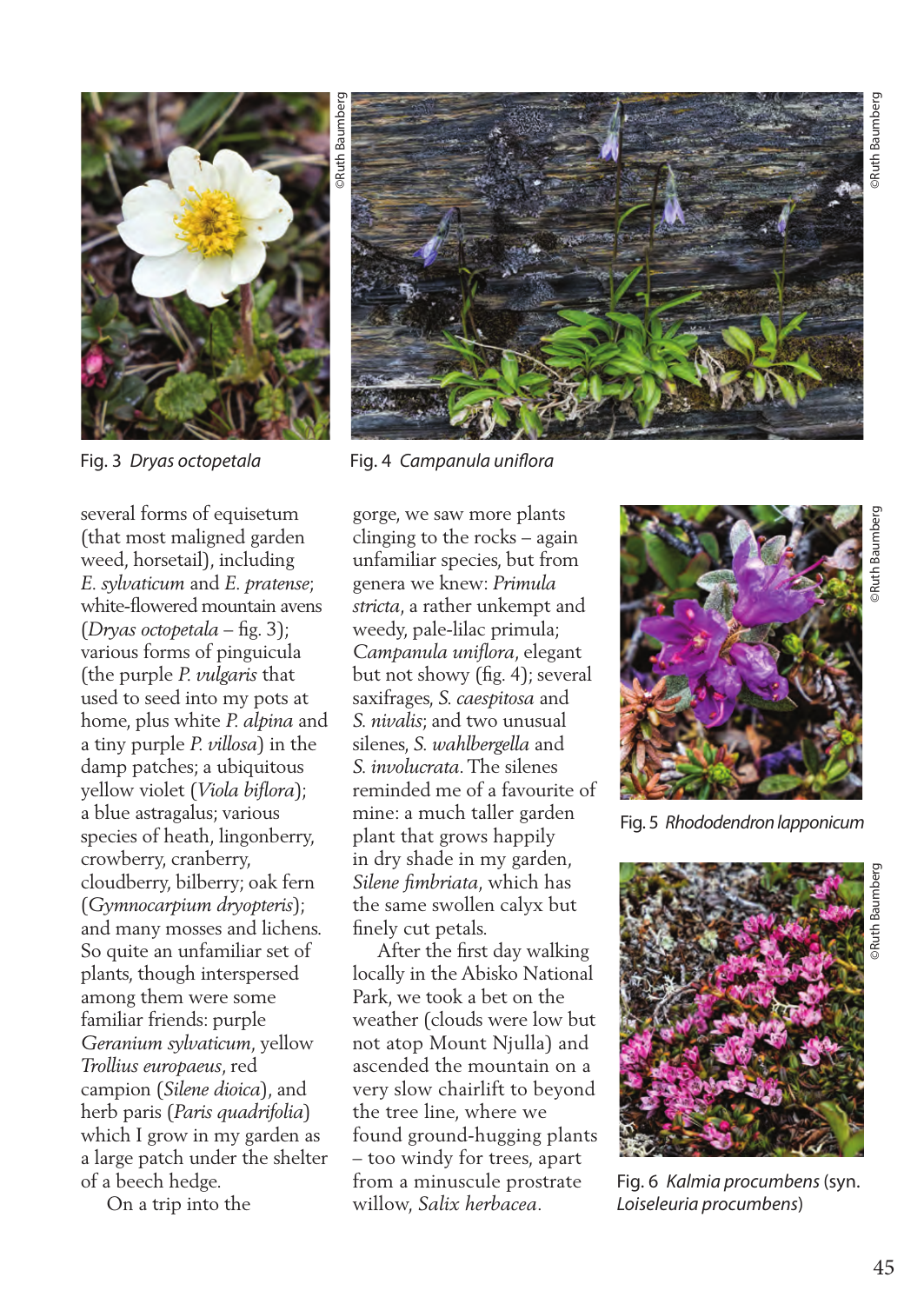Fig. 3 *Dryas octopetala*

Fig. 4 *Campanula uniflora*

several forms of equisetum (that most maligned garden weed, horsetail), including *E. sylvaticum* and *E. pratense*; white-flowered mountain avens (*Dryas octopetala* – fig. 3); various forms of pinguicula (the purple *P. vulgaris* that used to seed into my pots at home, plus white *P. alpina* and a tiny purple *P. villosa*) in the damp patches; a ubiquitous yellow violet (*Viola biflora*); a blue astragalus; various species of heath, lingonberry, crowberry, cranberry, cloudberry, bilberry; oak fern (*Gymnocarpium dryopteris*); and many mosses and lichens. So quite an unfamiliar set of plants, though interspersed among them were some familiar friends: purple *Geranium sylvaticum*, yellow *Trollius europaeus*, red campion (*Silene dioica*), and herb paris (*Paris quadrifolia*) which I grow in my garden as a large patch under the shelter of a beech hedge.

On a trip into the gorge, we saw more plants clinging to the rocks – again unfamiliar species, but from genera we knew: *Primula stricta*, a rather unkempt and weedy, pale-lilac primula; *Campanula uniflora*, elegant but not showy (fig. 4); several saxifrages, *S. caespitosa* and *S. nivalis*; and two unusual silenes, *S. wahlbergella* and *S. involucrata*. The silenes reminded me of a favourite of mine: a much taller garden plant that grows happily in dry shade in my garden, *Silene fimbriata*, which has the same swollen calyx but finely cut petals.

After the first day walking locally in the Abisko National Park, we took a bet on the weather (clouds were low but not atop Mount Njulla) and ascended the mountain on a very slow chairlift to beyond the tree line, where we found ground-hugging plants – too windy for trees, apart from a minuscule prostrate willow, *Salix herbacea*.

Fig. 5 *Rhododendron lapponicum*

Fig. 6 *Kalmia procumbens* (syn. *Loiseleuria procumbens*)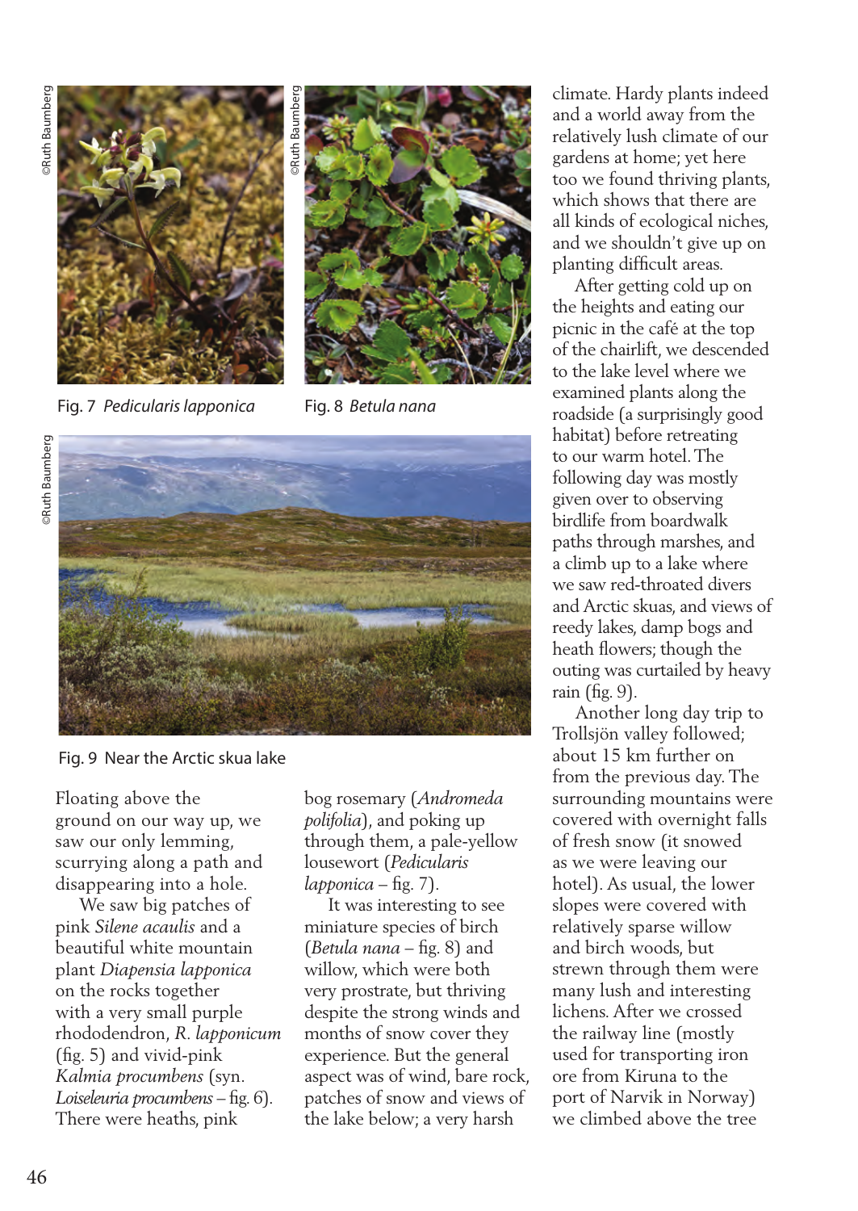Fig. 7 *Pedicularis lapponica*

Fig. 8 *Betula nana*

Fig. 9 Near the Arctic skua lake

Floating above the ground on our way up, we saw our only lemming, scurrying along a path and disappearing into a hole.

We saw big patches of pink *Silene acaulis* and a beautiful white mountain plant *Diapensia lapponica* on the rocks together with a very small purple rhododendron, *R. lapponicum* (fig. 5) and vivid-pink *Kalmia procumbens* (syn. *Loiseleuria procumbens* – fig. 6). There were heaths, pink bog rosemary (*Andromeda polifolia*), and poking up through them, a pale-yellow lousewort (*Pedicularis lapponica* – fig. 7).

It was interesting to see miniature species of birch (*Betula nana* – fig. 8) and willow, which were both very prostrate, but thriving despite the strong winds and months of snow cover they experience. But the general aspect was of wind, bare rock, patches of snow and views of the lake below; a very harsh climate. Hardy plants indeed and a world away from the relatively lush climate of our gardens at home; yet here too we found thriving plants, which shows that there are all kinds of ecological niches, and we shouldn't give up on planting difficult areas.

After getting cold up on the heights and eating our picnic in the café at the top of the chairlift, we descended to the lake level where we examined plants along the roadside (a surprisingly good habitat) before retreating to our warm hotel. The following day was mostly given over to observing birdlife from boardwalk paths through marshes, and a climb up to a lake where we saw red-throated divers and Arctic skuas, and views of reedy lakes, damp bogs and heath flowers; though the outing was curtailed by heavy rain (fig. 9).

Another long day trip to Trollsjön valley followed; about 15 km further on from the previous day. The surrounding mountains were covered with overnight falls of fresh snow (it snowed as we were leaving our hotel). As usual, the lower slopes were covered with relatively sparse willow and birch woods, but strewn through them were many lush and interesting lichens. After we crossed the railway line (mostly used for transporting iron ore from Kiruna to the port of Narvik in Norway) we climbed above the tree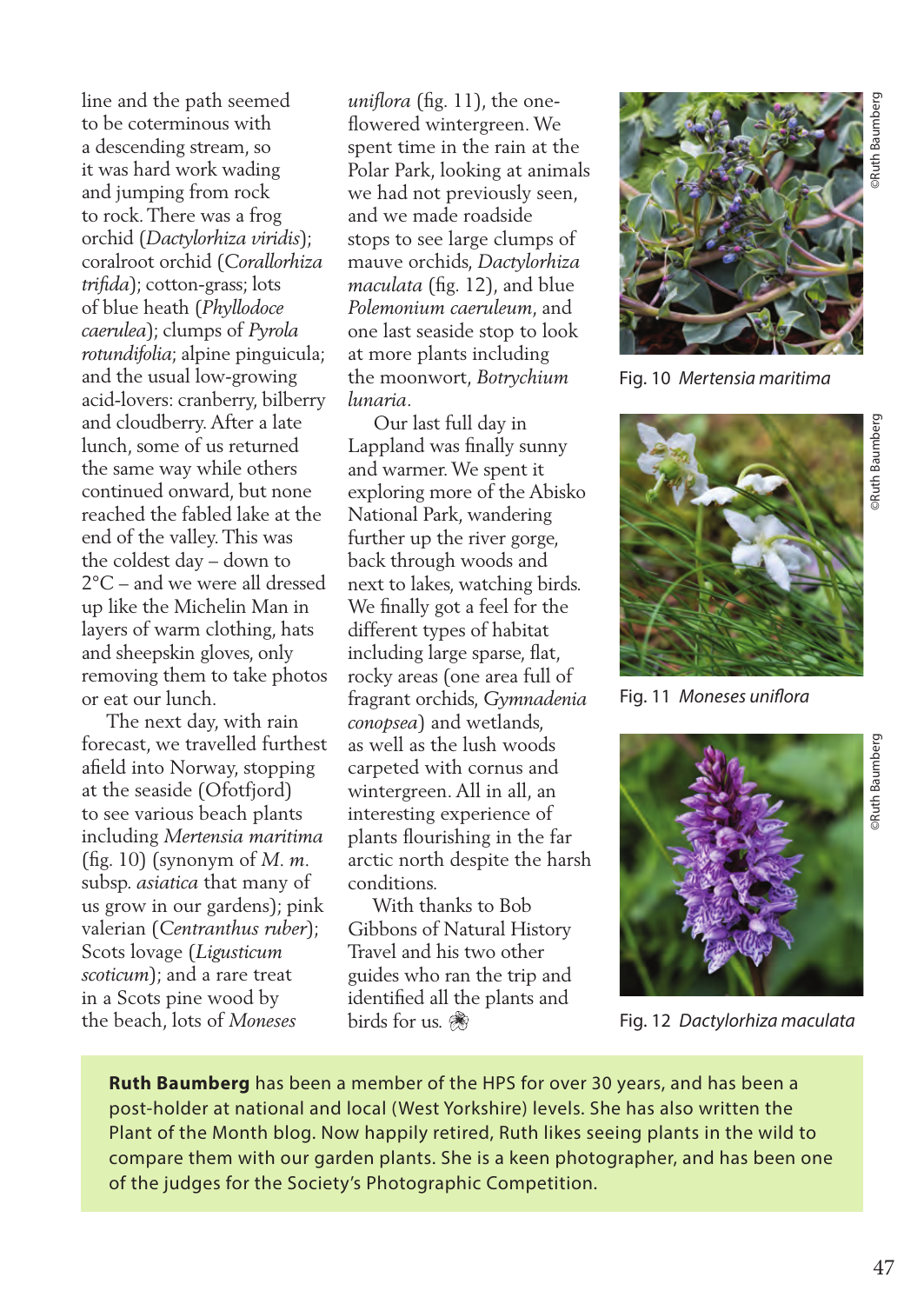line and the path seemed to be coterminous with a descending stream, so it was hard work wading and jumping from rock to rock. There was a frog orchid (*Dactylorhiza viridis*); coralroot orchid (*Corallorhiza trifida*); cotton-grass; lots of blue heath (*Phyllodoce caerulea*); clumps of *Pyrola rotundifolia*; alpine pinguicula; and the usual low-growing acid-lovers: cranberry, bilberry and cloudberry. After a late lunch, some of us returned the same way while others continued onward, but none reached the fabled lake at the end of the valley. This was the coldest day – down to 2°C – and we were all dressed up like the Michelin Man in layers of warm clothing, hats and sheepskin gloves, only removing them to take photos or eat our lunch.

The next day, with rain forecast, we travelled furthest afield into Norway, stopping at the seaside (Ofotfjord) to see various beach plants including *Mertensia maritima* (fig. 10) (synonym of *M. m.* subsp. *asiatica* that many of us grow in our gardens); pink valerian (*Centranthus ruber*); Scots lovage (*Ligusticum scoticum*); and a rare treat in a Scots pine wood by the beach, lots of *Moneses uniflora* (fig. 11), the one-flowered wintergreen. We spent time in the rain at the Polar Park, looking at animals we had not previously seen, and we made roadside stops to see large clumps of mauve orchids, *Dactylorhiza maculata* (fig. 12), and blue *Polemonium caeruleum*, and one last seaside stop to look at more plants including the moonwort, *Botrychium lunaria*.

Our last full day in Lappland was finally sunny and warmer. We spent it exploring more of the Abisko National Park, wandering further up the river gorge, back through woods and next to lakes, watching birds. We finally got a feel for the different types of habitat including large sparse, flat, rocky areas (one area full of fragrant orchids, *Gymnadenia conopsea*) and wetlands, as well as the lush woods carpeted with cornus and wintergreen. All in all, an interesting experience of plants flourishing in the far arctic north despite the harsh conditions.

With thanks to Bob Gibbons of Natural History Travel and his two other guides who ran the trip and identified all the plants and birds for us.

Fig. 10 *Mertensia maritima*

©Ruth Baumberg

Fig. 11 *Moneses uniflora*

©Ruth Baumberg

Fig. 12 *Dactylorhiza maculata*

©Ruth Baumberg

**Ruth Baumberg** has been a member of the HPS for over 30 years, and has been a post-holder at national and local (West Yorkshire) levels. She has also written the Plant of the Month blog. Now happily retired, Ruth likes seeing plants in the wild to compare them with our garden plants. She is a keen photographer, and has been one of the judges for the Society's Photographic Competition.